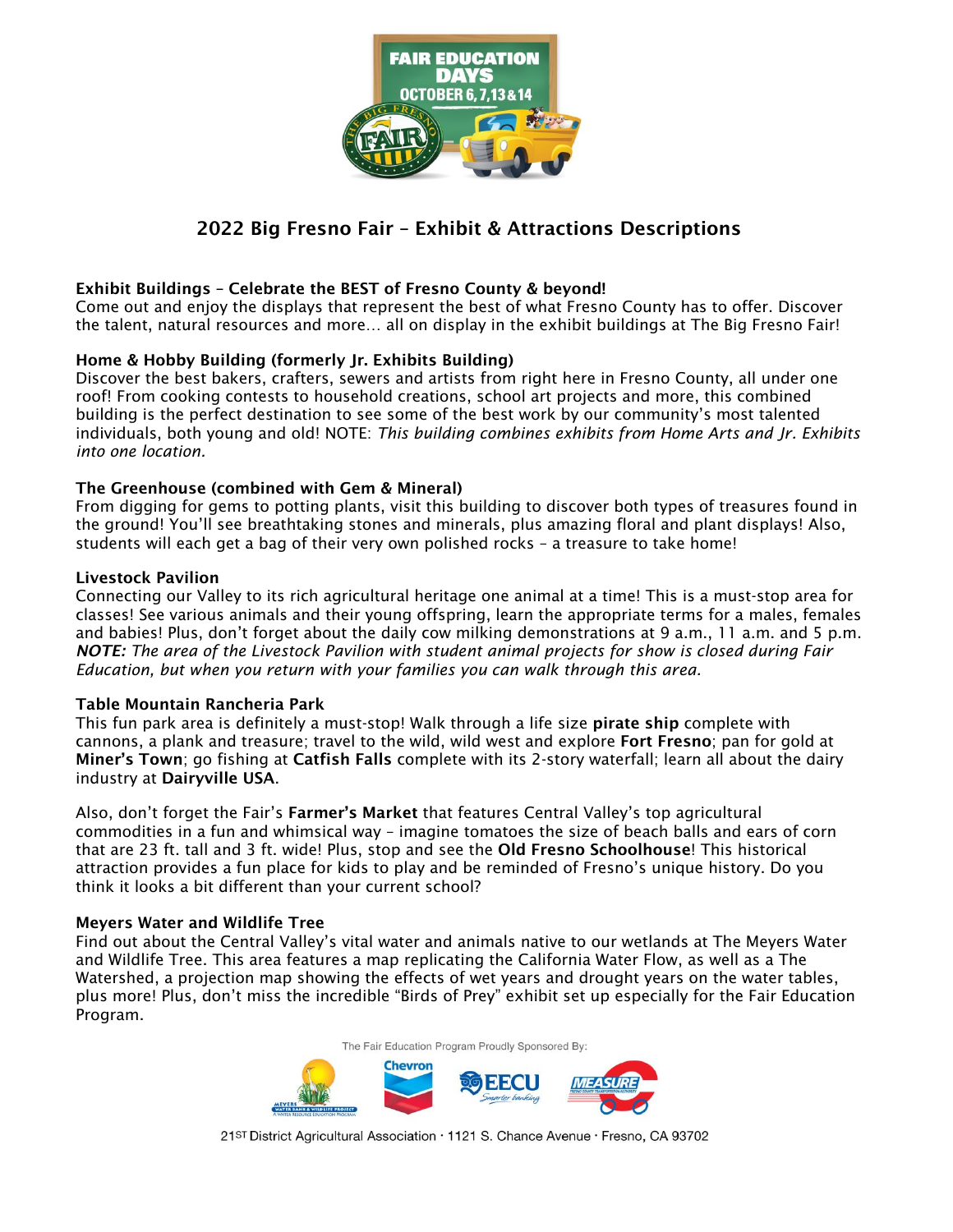FAIR EDUCATION DAYS
OCTOBER 6, 7, 13 & 14

# 2022 Big Fresno Fair – Exhibit & Attractions Descriptions

**Exhibit Buildings – Celebrate the BEST of Fresno County & beyond!**
Come out and enjoy the displays that represent the best of what Fresno County has to offer. Discover the talent, natural resources and more… all on display in the exhibit buildings at The Big Fresno Fair!

**Home & Hobby Building (formerly Jr. Exhibits Building)**
Discover the best bakers, crafters, sewers and artists from right here in Fresno County, all under one roof! From cooking contests to household creations, school art projects and more, this combined building is the perfect destination to see some of the best work by our community's most talented individuals, both young and old! NOTE: *This building combines exhibits from Home Arts and Jr. Exhibits into one location.*

**The Greenhouse (combined with Gem & Mineral)**
From digging for gems to potting plants, visit this building to discover both types of treasures found in the ground! You'll see breathtaking stones and minerals, plus amazing floral and plant displays! Also, students will each get a bag of their very own polished rocks – a treasure to take home!

**Livestock Pavilion**
Connecting our Valley to its rich agricultural heritage one animal at a time! This is a must-stop area for classes! See various animals and their young offspring, learn the appropriate terms for a males, females and babies! Plus, don't forget about the daily cow milking demonstrations at 9 a.m., 11 a.m. and 5 p.m. ***NOTE:*** *The area of the Livestock Pavilion with student animal projects for show is closed during Fair Education, but when you return with your families you can walk through this area.*

**Table Mountain Rancheria Park**
This fun park area is definitely a must-stop! Walk through a life size **pirate ship** complete with cannons, a plank and treasure; travel to the wild, wild west and explore **Fort Fresno**; pan for gold at **Miner's Town**; go fishing at **Catfish Falls** complete with its 2-story waterfall; learn all about the dairy industry at **Dairyville USA**.

Also, don't forget the Fair's **Farmer's Market** that features Central Valley's top agricultural commodities in a fun and whimsical way – imagine tomatoes the size of beach balls and ears of corn that are 23 ft. tall and 3 ft. wide! Plus, stop and see the **Old Fresno Schoolhouse**! This historical attraction provides a fun place for kids to play and be reminded of Fresno's unique history. Do you think it looks a bit different than your current school?

**Meyers Water and Wildlife Tree**
Find out about the Central Valley's vital water and animals native to our wetlands at The Meyers Water and Wildlife Tree. This area features a map replicating the California Water Flow, as well as a The Watershed, a projection map showing the effects of wet years and drought years on the water tables, plus more! Plus, don't miss the incredible "Birds of Prey" exhibit set up especially for the Fair Education Program.

The Fair Education Program Proudly Sponsored By: Meyers Water Bank & Wildlife Project, Chevron, EECU, Measure C

21ST District Agricultural Association · 1121 S. Chance Avenue · Fresno, CA 93702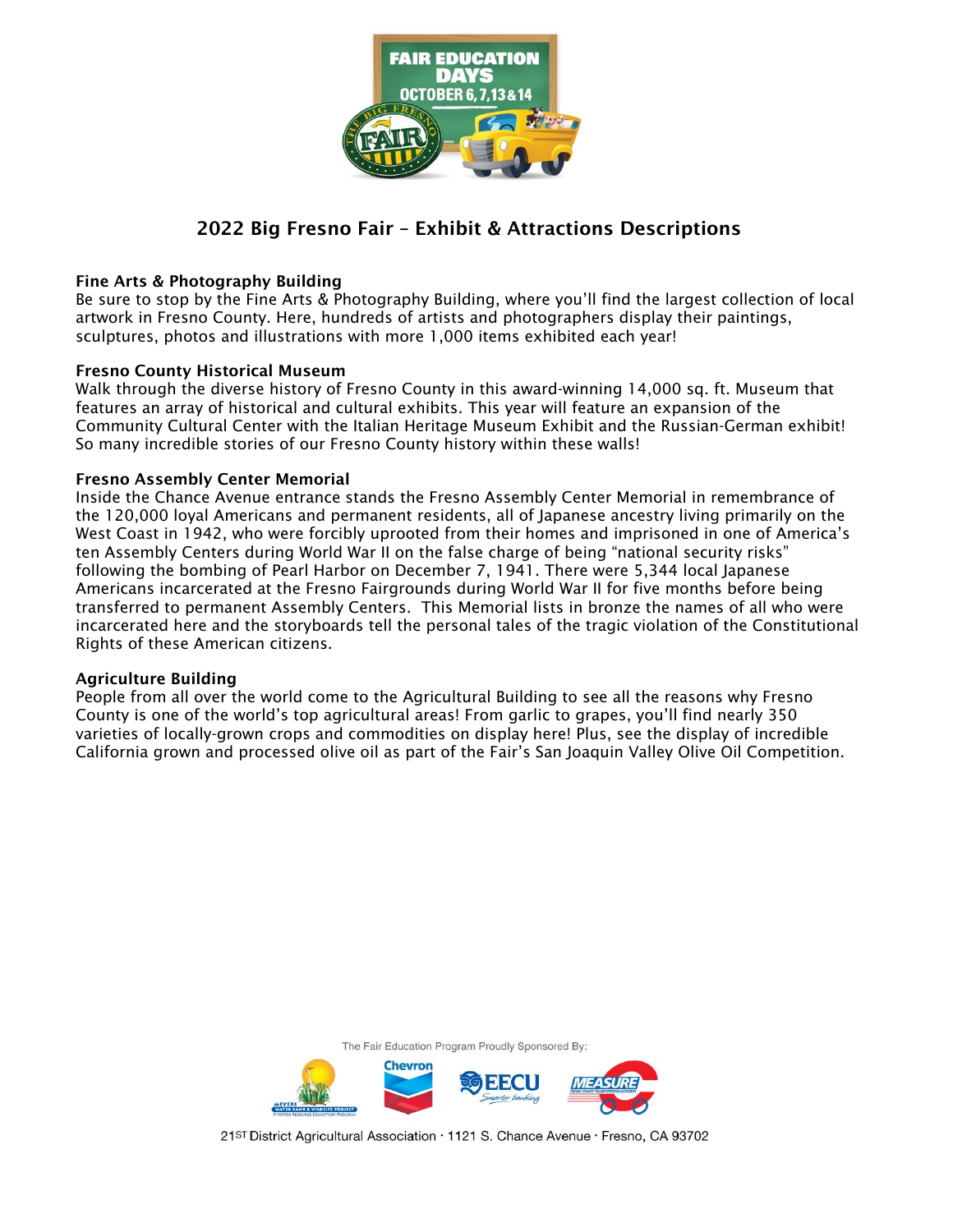FAIR EDUCATION DAYS

OCTOBER 6, 7, 13 & 14

## 2022 Big Fresno Fair – Exhibit & Attractions Descriptions

**Fine Arts & Photography Building**

Be sure to stop by the Fine Arts & Photography Building, where you'll find the largest collection of local artwork in Fresno County. Here, hundreds of artists and photographers display their paintings, sculptures, photos and illustrations with more 1,000 items exhibited each year!

**Fresno County Historical Museum**

Walk through the diverse history of Fresno County in this award-winning 14,000 sq. ft. Museum that features an array of historical and cultural exhibits. This year will feature an expansion of the Community Cultural Center with the Italian Heritage Museum Exhibit and the Russian-German exhibit! So many incredible stories of our Fresno County history within these walls!

**Fresno Assembly Center Memorial**

Inside the Chance Avenue entrance stands the Fresno Assembly Center Memorial in remembrance of the 120,000 loyal Americans and permanent residents, all of Japanese ancestry living primarily on the West Coast in 1942, who were forcibly uprooted from their homes and imprisoned in one of America's ten Assembly Centers during World War II on the false charge of being "national security risks" following the bombing of Pearl Harbor on December 7, 1941. There were 5,344 local Japanese Americans incarcerated at the Fresno Fairgrounds during World War II for five months before being transferred to permanent Assembly Centers. This Memorial lists in bronze the names of all who were incarcerated here and the storyboards tell the personal tales of the tragic violation of the Constitutional Rights of these American citizens.

**Agriculture Building**

People from all over the world come to the Agricultural Building to see all the reasons why Fresno County is one of the world's top agricultural areas! From garlic to grapes, you'll find nearly 350 varieties of locally-grown crops and commodities on display here! Plus, see the display of incredible California grown and processed olive oil as part of the Fair's San Joaquin Valley Olive Oil Competition.

The Fair Education Program Proudly Sponsored By:

21ST District Agricultural Association · 1121 S. Chance Avenue · Fresno, CA 93702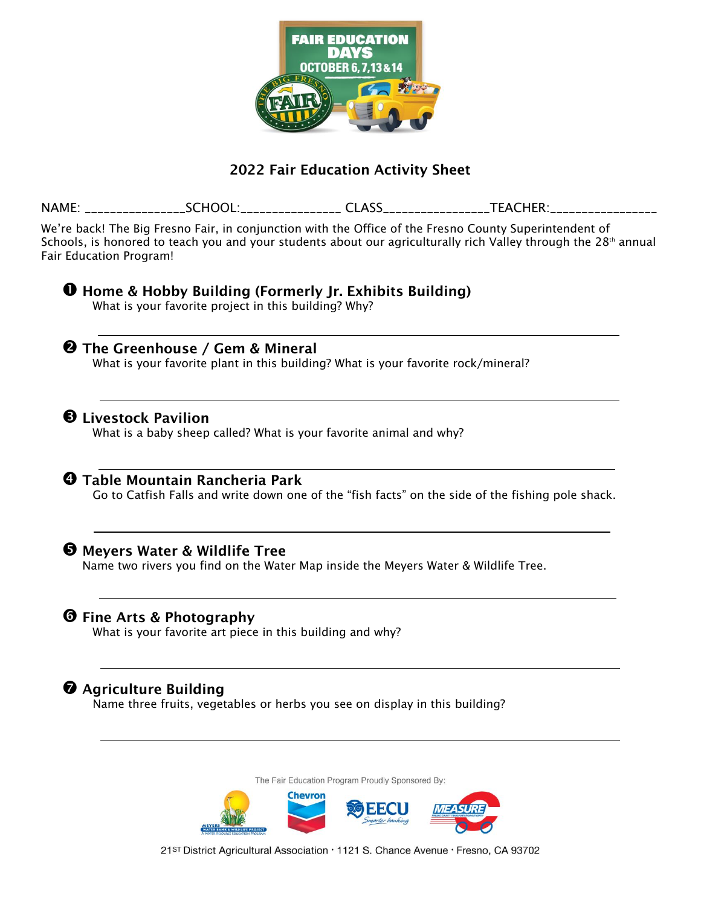FAIR EDUCATION DAYS

OCTOBER 6, 7, 13 & 14

## 2022 Fair Education Activity Sheet

NAME: _______________SCHOOL:_______________ CLASS_______________TEACHER:_______________

We're back! The Big Fresno Fair, in conjunction with the Office of the Fresno County Superintendent of Schools, is honored to teach you and your students about our agriculturally rich Valley through the 28th annual Fair Education Program!

### ❶ Home & Hobby Building (Formerly Jr. Exhibits Building)

What is your favorite project in this building? Why?

___________________________________________________________

### ❷ The Greenhouse / Gem & Mineral

What is your favorite plant in this building? What is your favorite rock/mineral?

___________________________________________________________

### ❸ Livestock Pavilion

What is a baby sheep called? What is your favorite animal and why?

___________________________________________________________

### ❹ Table Mountain Rancheria Park

Go to Catfish Falls and write down one of the "fish facts" on the side of the fishing pole shack.

___________________________________________________________

### ❺ Meyers Water & Wildlife Tree

Name two rivers you find on the Water Map inside the Meyers Water & Wildlife Tree.

___________________________________________________________

### ❻ Fine Arts & Photography

What is your favorite art piece in this building and why?

___________________________________________________________

### ❼ Agriculture Building

Name three fruits, vegetables or herbs you see on display in this building?

___________________________________________________________

The Fair Education Program Proudly Sponsored By:

Meyers Water Bank & Wildlife Project · Chevron · EECU · Measure C

21ST District Agricultural Association · 1121 S. Chance Avenue · Fresno, CA 93702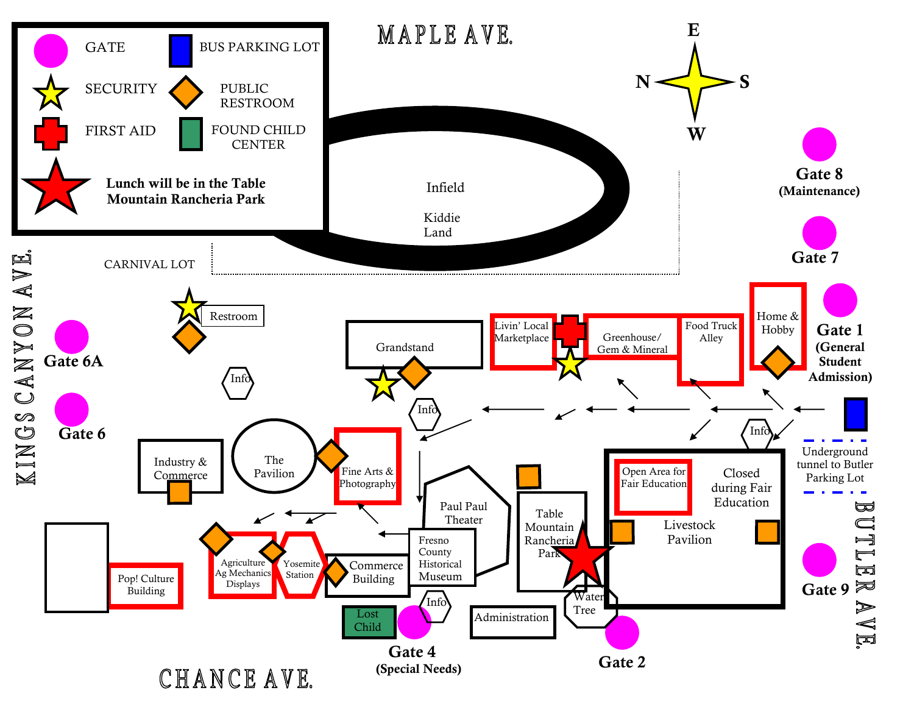MAPLE AVE.

KINGS CANYON AVE.

CHANCE AVE.

BUTLER AVE.

E

N S

W

**Legend**

- GATE
- BUS PARKING LOT
- SECURITY
- PUBLIC RESTROOM
- FIRST AID
- FOUND CHILD CENTER
- **Lunch will be in the Table Mountain Rancheria Park**

Infield

Kiddie Land

CARNIVAL LOT

Restroom

Info

Grandstand

Livin' Local Marketplace

Greenhouse/ Gem & Mineral

Food Truck Alley

Home & Hobby

**Gate 8 (Maintenance)**

**Gate 7**

**Gate 1 (General Student Admission)**

**Gate 6A**

**Gate 6**

Industry & Commerce

The Pavilion

Fine Arts & Photography

Info

Info

Paul Paul Theater

Table Mountain Rancheria Park

Open Area for Fair Education

Closed during Fair Education

Livestock Pavilion

Underground tunnel to Butler Parking Lot

**Gate 9**

Pop! Culture Building

Agriculture Ag Mechanics Displays

Yosemite Station

Commerce Building

Fresno County Historical Museum

Info

Lost Child

**Gate 4 (Special Needs)**

Administration

Water Tree

**Gate 2**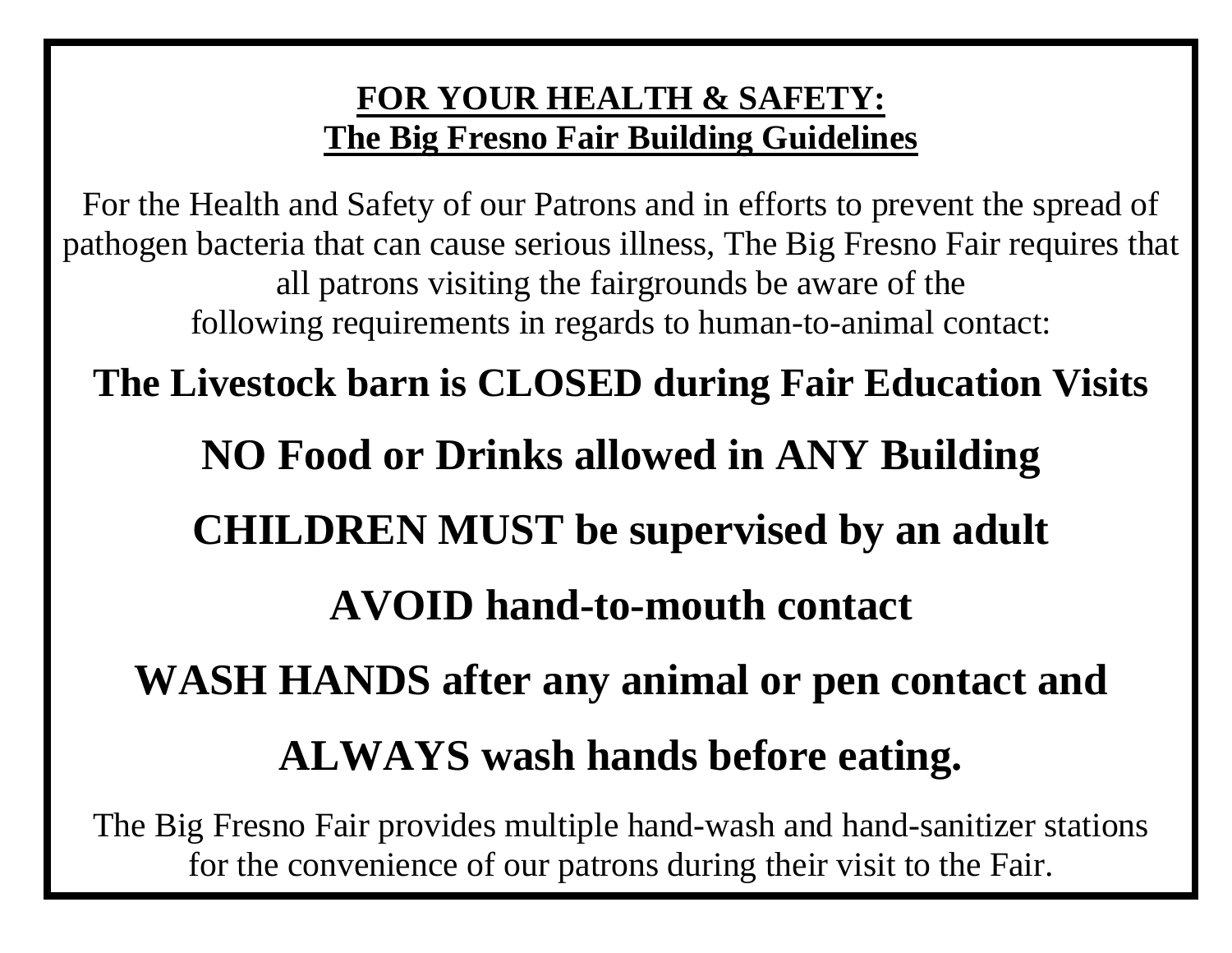## **FOR YOUR HEALTH & SAFETY:**
## **The Big Fresno Fair Building Guidelines**

For the Health and Safety of our Patrons and in efforts to prevent the spread of pathogen bacteria that can cause serious illness, The Big Fresno Fair requires that all patrons visiting the fairgrounds be aware of the following requirements in regards to human-to-animal contact:

**The Livestock barn is CLOSED during Fair Education Visits**

**NO Food or Drinks allowed in ANY Building**

**CHILDREN MUST be supervised by an adult**

**AVOID hand-to-mouth contact**

**WASH HANDS after any animal or pen contact and**

**ALWAYS wash hands before eating.**

The Big Fresno Fair provides multiple hand-wash and hand-sanitizer stations for the convenience of our patrons during their visit to the Fair.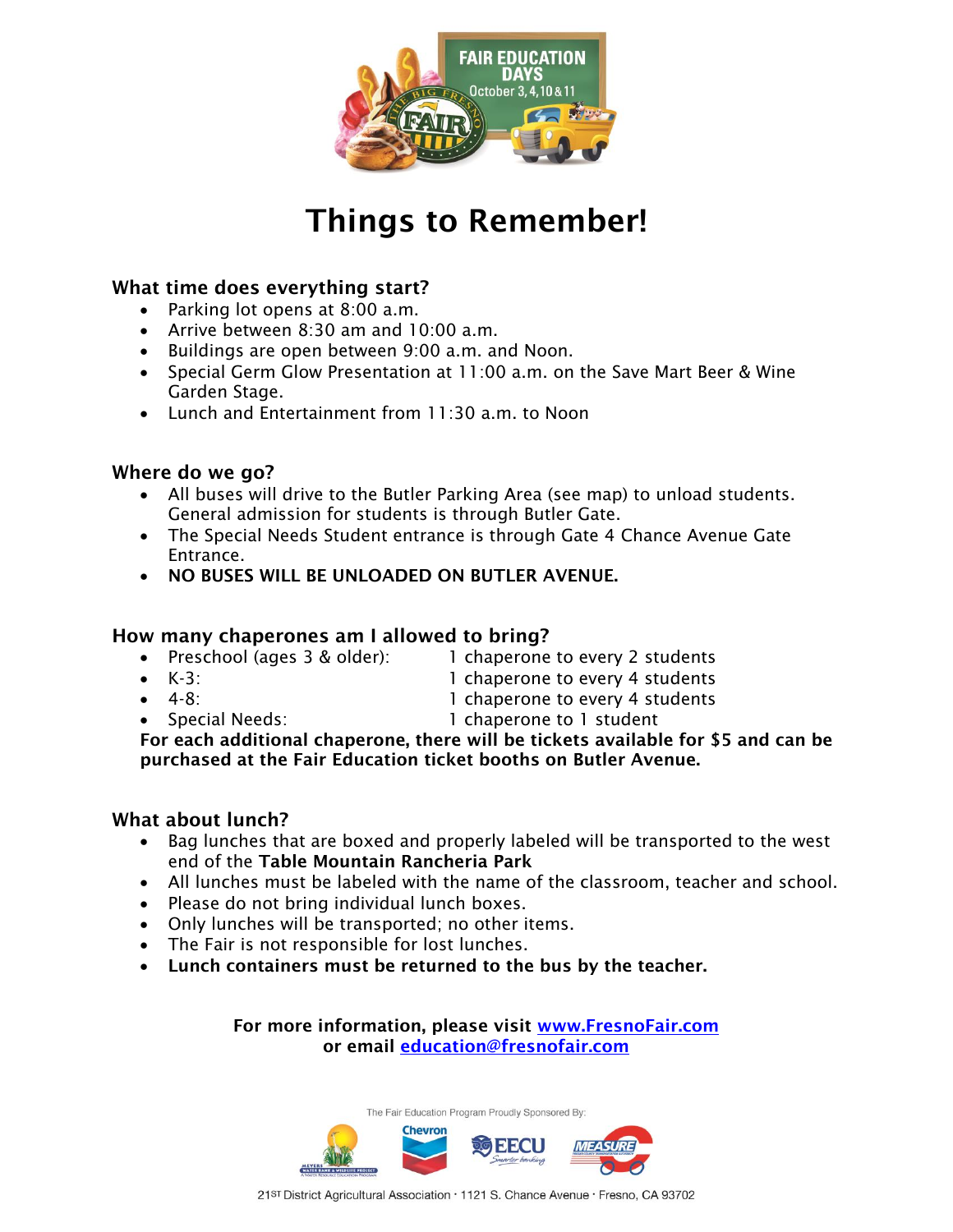# Things to Remember!

### What time does everything start?

- Parking lot opens at 8:00 a.m.
- Arrive between 8:30 am and 10:00 a.m.
- Buildings are open between 9:00 a.m. and Noon.
- Special Germ Glow Presentation at 11:00 a.m. on the Save Mart Beer & Wine Garden Stage.
- Lunch and Entertainment from 11:30 a.m. to Noon

### Where do we go?

- All buses will drive to the Butler Parking Area (see map) to unload students. General admission for students is through Butler Gate.
- The Special Needs Student entrance is through Gate 4 Chance Avenue Gate Entrance.
- **NO BUSES WILL BE UNLOADED ON BUTLER AVENUE.**

### How many chaperones am I allowed to bring?

- Preschool (ages 3 & older): 1 chaperone to every 2 students
- K-3: 1 chaperone to every 4 students
- 4-8: 1 chaperone to every 4 students
- Special Needs: 1 chaperone to 1 student

**For each additional chaperone, there will be tickets available for $5 and can be purchased at the Fair Education ticket booths on Butler Avenue.**

### What about lunch?

- Bag lunches that are boxed and properly labeled will be transported to the west end of the **Table Mountain Rancheria Park**
- All lunches must be labeled with the name of the classroom, teacher and school.
- Please do not bring individual lunch boxes.
- Only lunches will be transported; no other items.
- The Fair is not responsible for lost lunches.
- **Lunch containers must be returned to the bus by the teacher.**

**For more information, please visit [www.FresnoFair.com](http://www.FresnoFair.com)**
**or email [education@fresnofair.com](mailto:education@fresnofair.com)**

The Fair Education Program Proudly Sponsored By:

21ST District Agricultural Association · 1121 S. Chance Avenue · Fresno, CA 93702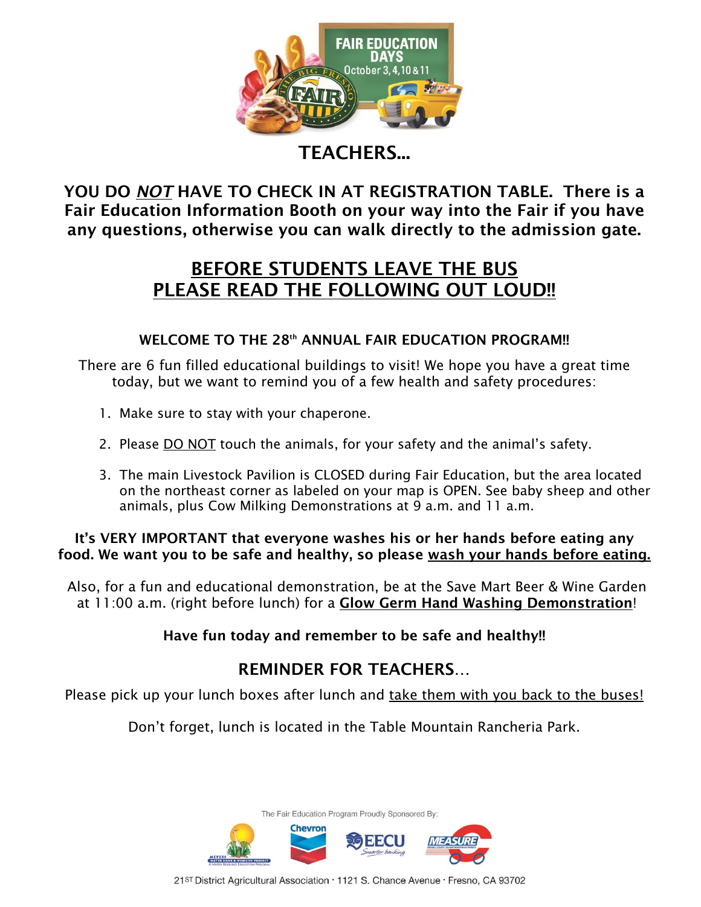FAIR EDUCATION DAYS
October 3, 4, 10 & 11

# TEACHERS...

**YOU DO *NOT* HAVE TO CHECK IN AT REGISTRATION TABLE. There is a Fair Education Information Booth on your way into the Fair if you have any questions, otherwise you can walk directly to the admission gate.**

## BEFORE STUDENTS LEAVE THE BUS PLEASE READ THE FOLLOWING OUT LOUD!!

### WELCOME TO THE 28th ANNUAL FAIR EDUCATION PROGRAM!!

There are 6 fun filled educational buildings to visit! We hope you have a great time today, but we want to remind you of a few health and safety procedures:

1. Make sure to stay with your chaperone.
2. Please DO NOT touch the animals, for your safety and the animal's safety.
3. The main Livestock Pavilion is CLOSED during Fair Education, but the area located on the northeast corner as labeled on your map is OPEN. See baby sheep and other animals, plus Cow Milking Demonstrations at 9 a.m. and 11 a.m.

**It's VERY IMPORTANT that everyone washes his or her hands before eating any food. We want you to be safe and healthy, so please wash your hands before eating.**

Also, for a fun and educational demonstration, be at the Save Mart Beer & Wine Garden at 11:00 a.m. (right before lunch) for a **Glow Germ Hand Washing Demonstration**!

**Have fun today and remember to be safe and healthy!!**

## REMINDER FOR TEACHERS...

Please pick up your lunch boxes after lunch and take them with you back to the buses!

Don't forget, lunch is located in the Table Mountain Rancheria Park.

The Fair Education Program Proudly Sponsored By:

21ST District Agricultural Association · 1121 S. Chance Avenue · Fresno, CA 93702